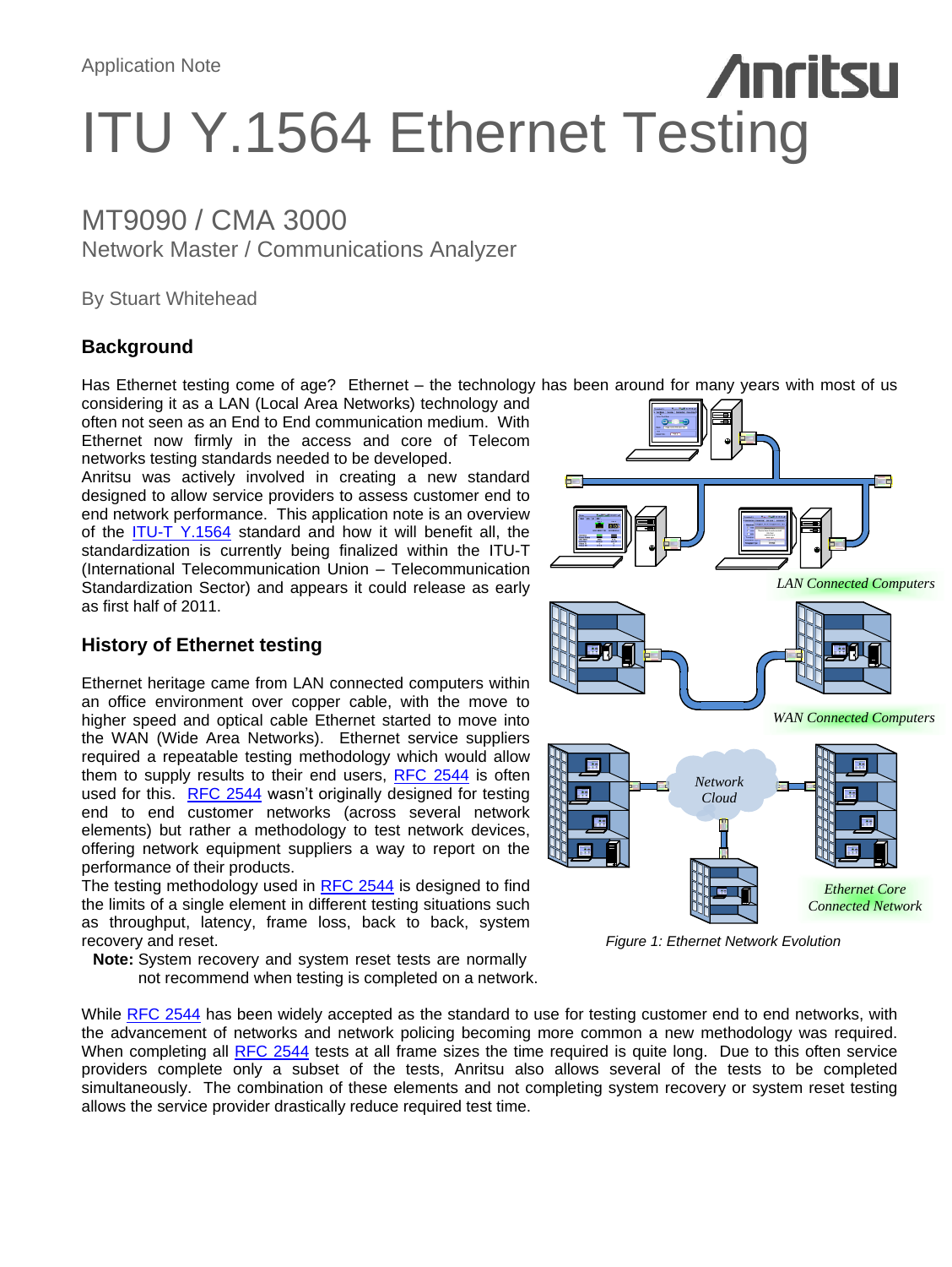Application Note

# ITU Y.1564 Ethernet Testing

## MT9090 / CMA 3000

Network Master / Communications Analyzer

By Stuart Whitehead

### Background

Has Ethernet testing come of age? Ethernet – the technology has been around for many years with most of us considering it as a LAN (Local Area Networks) technology and often not seen as an End to End communication medium. With Ethernet now firmly in the access and core of Telecom networks testing standards needed to be developed.
Anritsu was actively involved in creating a new standard designed to allow service providers to assess customer end to end network performance. This application note is an overview of the ITU-T Y.1564 standard and how it will benefit all, the standardization is currently being finalized within the ITU-T (International Telecommunication Union – Telecommunication Standardization Sector) and appears it could release as early as first half of 2011.

LAN Connected Computers

WAN Connected Computers

Network Cloud

Ethernet Core Connected Network

*Figure 1: Ethernet Network Evolution*

### History of Ethernet testing

Ethernet heritage came from LAN connected computers within an office environment over copper cable, with the move to higher speed and optical cable Ethernet started to move into the WAN (Wide Area Networks). Ethernet service suppliers required a repeatable testing methodology which would allow them to supply results to their end users, RFC 2544 is often used for this. RFC 2544 wasn't originally designed for testing end to end customer networks (across several network elements) but rather a methodology to test network devices, offering network equipment suppliers a way to report on the performance of their products.
The testing methodology used in RFC 2544 is designed to find the limits of a single element in different testing situations such as throughput, latency, frame loss, back to back, system recovery and reset.

**Note:** System recovery and system reset tests are normally not recommend when testing is completed on a network.

While RFC 2544 has been widely accepted as the standard to use for testing customer end to end networks, with the advancement of networks and network policing becoming more common a new methodology was required. When completing all RFC 2544 tests at all frame sizes the time required is quite long. Due to this often service providers complete only a subset of the tests, Anritsu also allows several of the tests to be completed simultaneously. The combination of these elements and not completing system recovery or system reset testing allows the service provider drastically reduce required test time.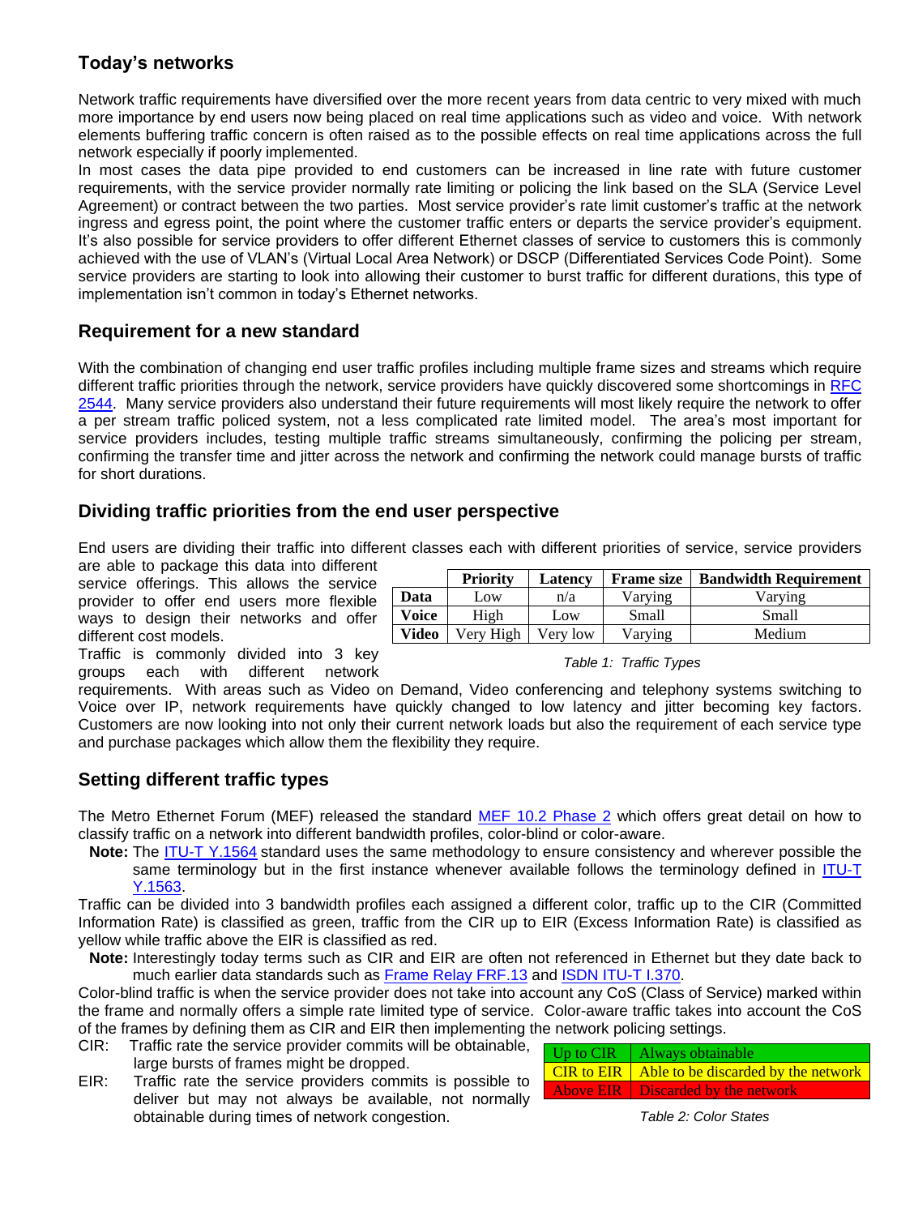## Today's networks

Network traffic requirements have diversified over the more recent years from data centric to very mixed with much more importance by end users now being placed on real time applications such as video and voice. With network elements buffering traffic concern is often raised as to the possible effects on real time applications across the full network especially if poorly implemented.

In most cases the data pipe provided to end customers can be increased in line rate with future customer requirements, with the service provider normally rate limiting or policing the link based on the SLA (Service Level Agreement) or contract between the two parties. Most service provider's rate limit customer's traffic at the network ingress and egress point, the point where the customer traffic enters or departs the service provider's equipment. It's also possible for service providers to offer different Ethernet classes of service to customers this is commonly achieved with the use of VLAN's (Virtual Local Area Network) or DSCP (Differentiated Services Code Point). Some service providers are starting to look into allowing their customer to burst traffic for different durations, this type of implementation isn't common in today's Ethernet networks.

## Requirement for a new standard

With the combination of changing end user traffic profiles including multiple frame sizes and streams which require different traffic priorities through the network, service providers have quickly discovered some shortcomings in RFC 2544. Many service providers also understand their future requirements will most likely require the network to offer a per stream traffic policed system, not a less complicated rate limited model. The area's most important for service providers includes, testing multiple traffic streams simultaneously, confirming the policing per stream, confirming the transfer time and jitter across the network and confirming the network could manage bursts of traffic for short durations.

## Dividing traffic priorities from the end user perspective

End users are dividing their traffic into different classes each with different priorities of service, service providers are able to package this data into different service offerings. This allows the service provider to offer end users more flexible ways to design their networks and offer different cost models.

Traffic is commonly divided into 3 key groups each with different network requirements. With areas such as Video on Demand, Video conferencing and telephony systems switching to Voice over IP, network requirements have quickly changed to low latency and jitter becoming key factors. Customers are now looking into not only their current network loads but also the requirement of each service type and purchase packages which allow them the flexibility they require.

| | Priority | Latency | Frame size | Bandwidth Requirement |
|---|---|---|---|---|
| **Data** | Low | n/a | Varying | Varying |
| **Voice** | High | Low | Small | Small |
| **Video** | Very High | Very low | Varying | Medium |

*Table 1: Traffic Types*

## Setting different traffic types

The Metro Ethernet Forum (MEF) released the standard MEF 10.2 Phase 2 which offers great detail on how to classify traffic on a network into different bandwidth profiles, color-blind or color-aware.

**Note:** The ITU-T Y.1564 standard uses the same methodology to ensure consistency and wherever possible the same terminology but in the first instance whenever available follows the terminology defined in ITU-T Y.1563.

Traffic can be divided into 3 bandwidth profiles each assigned a different color, traffic up to the CIR (Committed Information Rate) is classified as green, traffic from the CIR up to EIR (Excess Information Rate) is classified as yellow while traffic above the EIR is classified as red.

**Note:** Interestingly today terms such as CIR and EIR are often not referenced in Ethernet but they date back to much earlier data standards such as Frame Relay FRF.13 and ISDN ITU-T I.370.

Color-blind traffic is when the service provider does not take into account any CoS (Class of Service) marked within the frame and normally offers a simple rate limited type of service. Color-aware traffic takes into account the CoS of the frames by defining them as CIR and EIR then implementing the network policing settings.

CIR: Traffic rate the service provider commits will be obtainable, large bursts of frames might be dropped.

EIR: Traffic rate the service providers commits is possible to deliver but may not always be available, not normally obtainable during times of network congestion.

| | |
|---|---|
| Up to CIR | Always obtainable |
| CIR to EIR | Able to be discarded by the network |
| Above EIR | Discarded by the network |

*Table 2: Color States*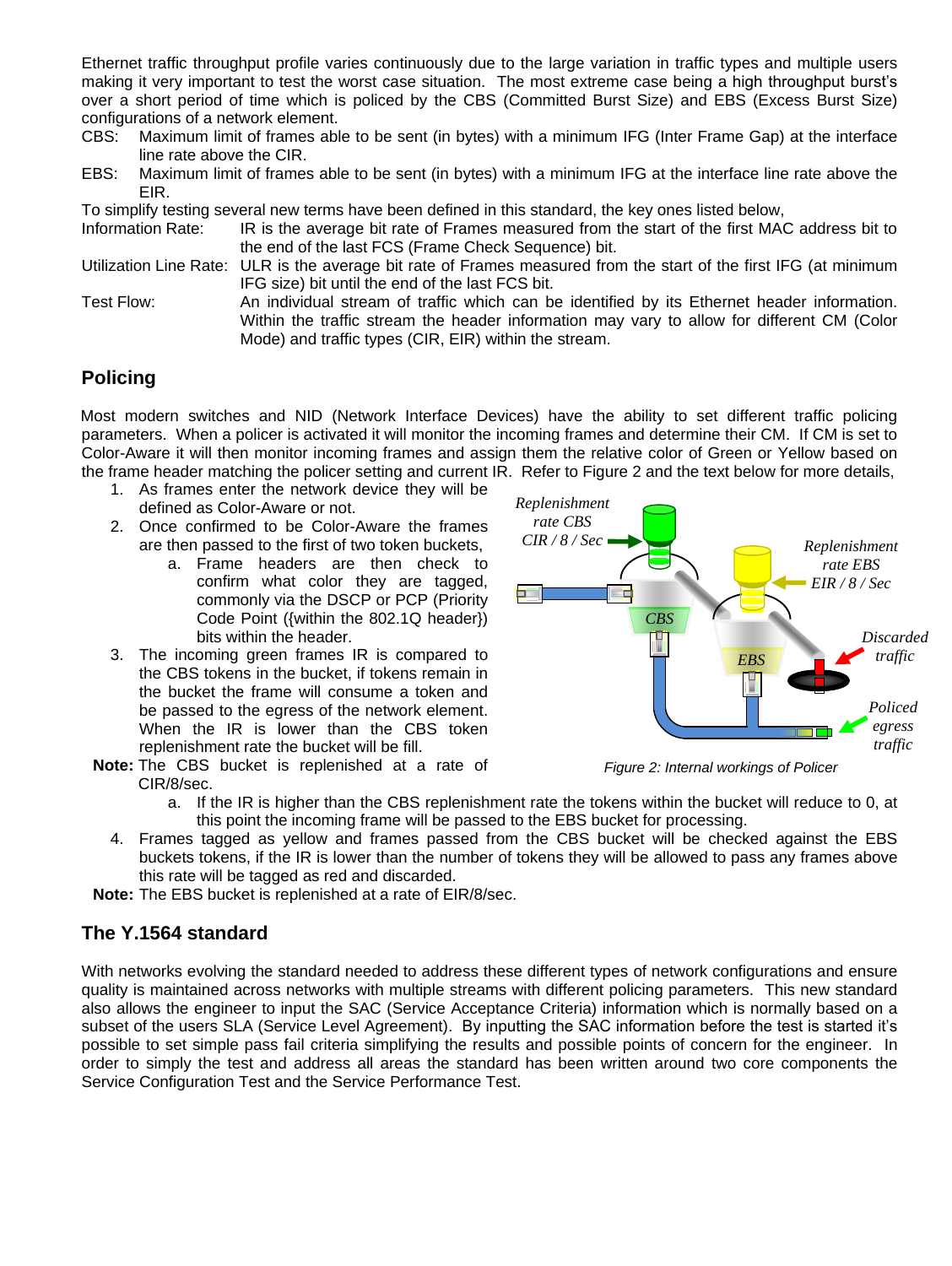Ethernet traffic throughput profile varies continuously due to the large variation in traffic types and multiple users making it very important to test the worst case situation. The most extreme case being a high throughput burst's over a short period of time which is policed by the CBS (Committed Burst Size) and EBS (Excess Burst Size) configurations of a network element.

CBS: Maximum limit of frames able to be sent (in bytes) with a minimum IFG (Inter Frame Gap) at the interface line rate above the CIR.

EBS: Maximum limit of frames able to be sent (in bytes) with a minimum IFG at the interface line rate above the EIR.

To simplify testing several new terms have been defined in this standard, the key ones listed below,

Information Rate: IR is the average bit rate of Frames measured from the start of the first MAC address bit to the end of the last FCS (Frame Check Sequence) bit.

Utilization Line Rate: ULR is the average bit rate of Frames measured from the start of the first IFG (at minimum IFG size) bit until the end of the last FCS bit.

Test Flow: An individual stream of traffic which can be identified by its Ethernet header information. Within the traffic stream the header information may vary to allow for different CM (Color Mode) and traffic types (CIR, EIR) within the stream.

## Policing

Most modern switches and NID (Network Interface Devices) have the ability to set different traffic policing parameters. When a policer is activated it will monitor the incoming frames and determine their CM. If CM is set to Color-Aware it will then monitor incoming frames and assign them the relative color of Green or Yellow based on the frame header matching the policer setting and current IR. Refer to Figure 2 and the text below for more details,

1. As frames enter the network device they will be defined as Color-Aware or not.
2. Once confirmed to be Color-Aware the frames are then passed to the first of two token buckets,
   a. Frame headers are then check to confirm what color they are tagged, commonly via the DSCP or PCP (Priority Code Point ({within the 802.1Q header}) bits within the header.
3. The incoming green frames IR is compared to the CBS tokens in the bucket, if tokens remain in the bucket the frame will consume a token and be passed to the egress of the network element. When the IR is lower than the CBS token replenishment rate the bucket will be fill.

**Note:** The CBS bucket is replenished at a rate of CIR/8/sec.

   a. If the IR is higher than the CBS replenishment rate the tokens within the bucket will reduce to 0, at this point the incoming frame will be passed to the EBS bucket for processing.

4. Frames tagged as yellow and frames passed from the CBS bucket will be checked against the EBS buckets tokens, if the IR is lower than the number of tokens they will be allowed to pass any frames above this rate will be tagged as red and discarded.

**Note:** The EBS bucket is replenished at a rate of EIR/8/sec.

*Figure 2: Internal workings of Policer*

## The Y.1564 standard

With networks evolving the standard needed to address these different types of network configurations and ensure quality is maintained across networks with multiple streams with different policing parameters. This new standard also allows the engineer to input the SAC (Service Acceptance Criteria) information which is normally based on a subset of the users SLA (Service Level Agreement). By inputting the SAC information before the test is started it's possible to set simple pass fail criteria simplifying the results and possible points of concern for the engineer. In order to simply the test and address all areas the standard has been written around two core components the Service Configuration Test and the Service Performance Test.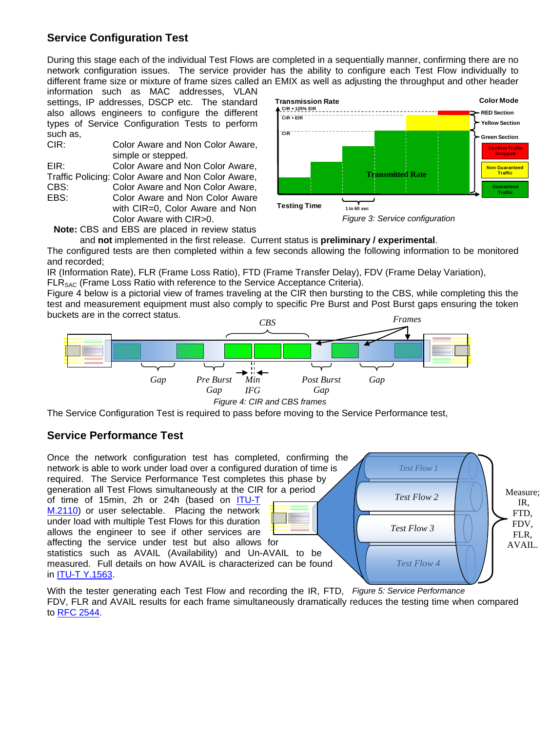## Service Configuration Test

During this stage each of the individual Test Flows are completed in a sequentially manner, confirming there are no network configuration issues. The service provider has the ability to configure each Test Flow individually to different frame size or mixture of frame sizes called an EMIX as well as adjusting the throughput and other header information such as MAC addresses, VLAN settings, IP addresses, DSCP etc. The standard also allows engineers to configure the different types of Service Configuration Tests to perform such as,

- CIR: Color Aware and Non Color Aware, simple or stepped.
- EIR: Color Aware and Non Color Aware,
- Traffic Policing: Color Aware and Non Color Aware,
- CBS: Color Aware and Non Color Aware,
- EBS: Color Aware and Non Color Aware with CIR=0, Color Aware and Non Color Aware with CIR>0.

**Note:** CBS and EBS are placed in review status and **not** implemented in the first release. Current status is **preliminary / experimental**.

*Figure 3: Service configuration*

The configured tests are then completed within a few seconds allowing the following information to be monitored and recorded;

IR (Information Rate), FLR (Frame Loss Ratio), FTD (Frame Transfer Delay), FDV (Frame Delay Variation), $FLR_{SAC}$ (Frame Loss Ratio with reference to the Service Acceptance Criteria).

Figure 4 below is a pictorial view of frames traveling at the CIR then bursting to the CBS, while completing this the test and measurement equipment must also comply to specific Pre Burst and Post Burst gaps ensuring the token buckets are in the correct status.

*Figure 4: CIR and CBS frames*

The Service Configuration Test is required to pass before moving to the Service Performance test,

## Service Performance Test

Once the network configuration test has completed, confirming the network is able to work under load over a configured duration of time is required. The Service Performance Test completes this phase by generation all Test Flows simultaneously at the CIR for a period of time of 15min, 2h or 24h (based on ITU-T M.2110) or user selectable. Placing the network under load with multiple Test Flows for this duration allows the engineer to see if other services are affecting the service under test but also allows for statistics such as AVAIL (Availability) and Un-AVAIL to be measured. Full details on how AVAIL is characterized can be found in ITU-T Y.1563.

*Figure 5: Service Performance*

With the tester generating each Test Flow and recording the IR, FTD, FDV, FLR and AVAIL results for each frame simultaneously dramatically reduces the testing time when compared to RFC 2544.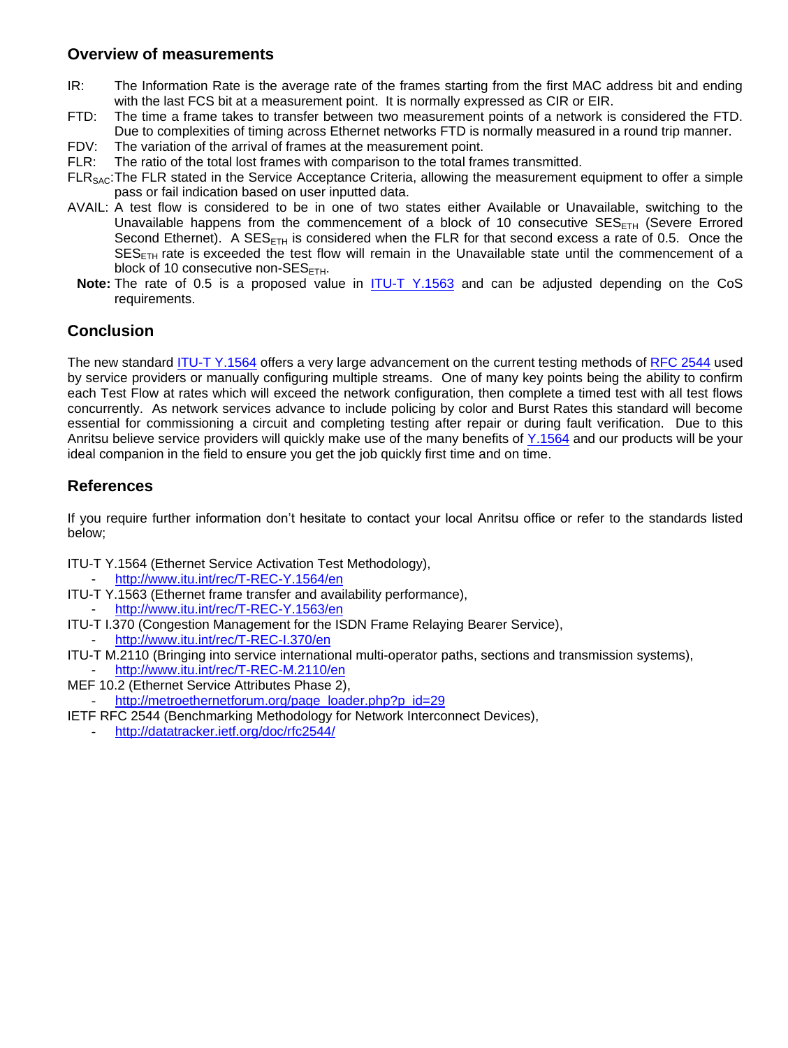## Overview of measurements

IR: The Information Rate is the average rate of the frames starting from the first MAC address bit and ending with the last FCS bit at a measurement point. It is normally expressed as CIR or EIR.

FTD: The time a frame takes to transfer between two measurement points of a network is considered the FTD. Due to complexities of timing across Ethernet networks FTD is normally measured in a round trip manner.

FDV: The variation of the arrival of frames at the measurement point.

FLR: The ratio of the total lost frames with comparison to the total frames transmitted.

$FLR_{SAC}$: The FLR stated in the Service Acceptance Criteria, allowing the measurement equipment to offer a simple pass or fail indication based on user inputted data.

AVAIL: A test flow is considered to be in one of two states either Available or Unavailable, switching to the Unavailable happens from the commencement of a block of 10 consecutive $SES_{ETH}$ (Severe Errored Second Ethernet). A $SES_{ETH}$ is considered when the FLR for that second excess a rate of 0.5. Once the $SES_{ETH}$ rate is exceeded the test flow will remain in the Unavailable state until the commencement of a block of 10 consecutive non-$SES_{ETH}$.

**Note:** The rate of 0.5 is a proposed value in ITU-T Y.1563 and can be adjusted depending on the CoS requirements.

## Conclusion

The new standard ITU-T Y.1564 offers a very large advancement on the current testing methods of RFC 2544 used by service providers or manually configuring multiple streams. One of many key points being the ability to confirm each Test Flow at rates which will exceed the network configuration, then complete a timed test with all test flows concurrently. As network services advance to include policing by color and Burst Rates this standard will become essential for commissioning a circuit and completing testing after repair or during fault verification. Due to this Anritsu believe service providers will quickly make use of the many benefits of Y.1564 and our products will be your ideal companion in the field to ensure you get the job quickly first time and on time.

## References

If you require further information don't hesitate to contact your local Anritsu office or refer to the standards listed below;

ITU-T Y.1564 (Ethernet Service Activation Test Methodology),
- http://www.itu.int/rec/T-REC-Y.1564/en

ITU-T Y.1563 (Ethernet frame transfer and availability performance),
- http://www.itu.int/rec/T-REC-Y.1563/en

ITU-T I.370 (Congestion Management for the ISDN Frame Relaying Bearer Service),
- http://www.itu.int/rec/T-REC-I.370/en

ITU-T M.2110 (Bringing into service international multi-operator paths, sections and transmission systems),
- http://www.itu.int/rec/T-REC-M.2110/en

MEF 10.2 (Ethernet Service Attributes Phase 2),
- http://metroethernetforum.org/page_loader.php?p_id=29

IETF RFC 2544 (Benchmarking Methodology for Network Interconnect Devices),
- http://datatracker.ietf.org/doc/rfc2544/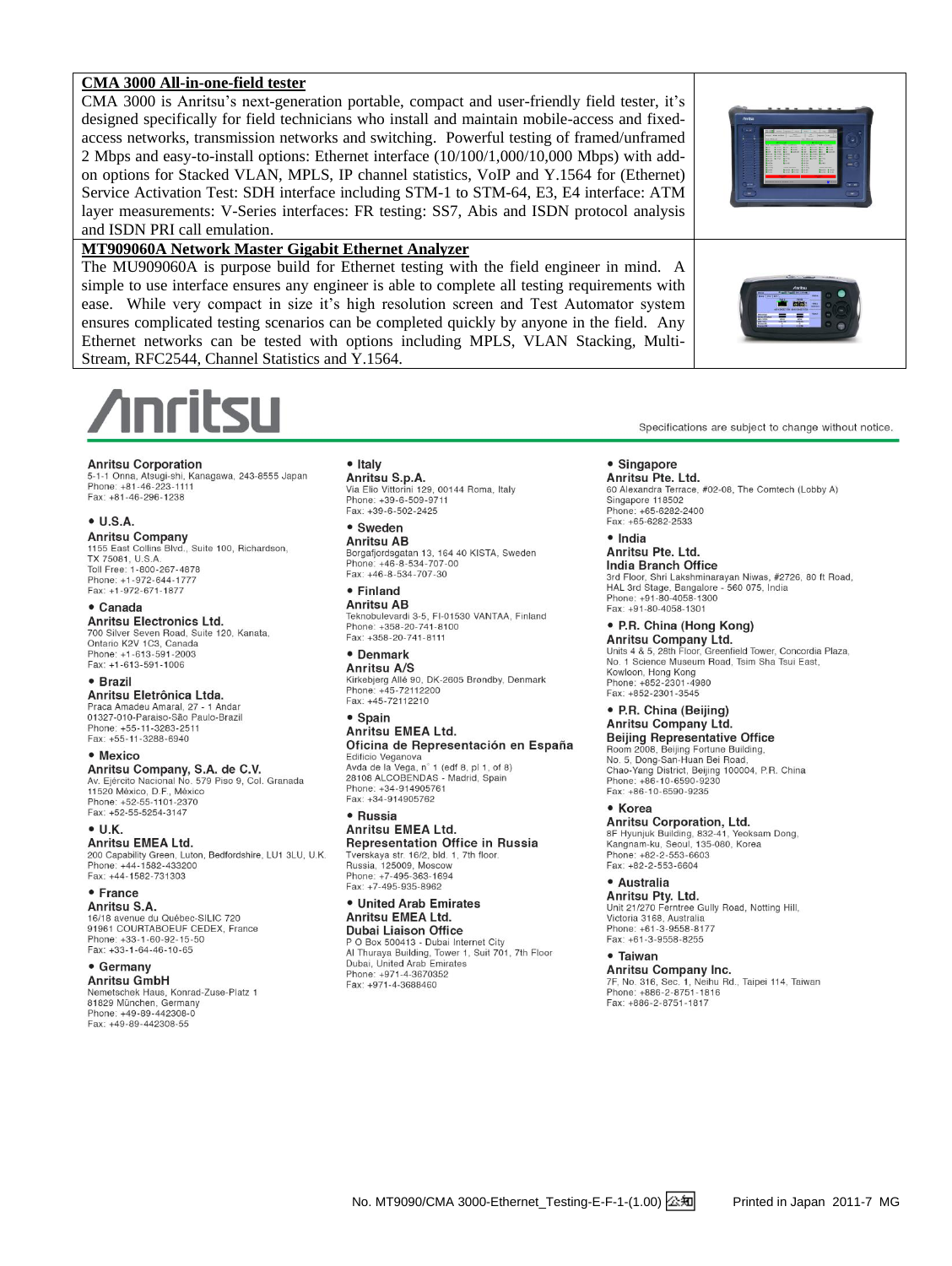**CMA 3000 All-in-one-field tester**

CMA 3000 is Anritsu's next-generation portable, compact and user-friendly field tester, it's designed specifically for field technicians who install and maintain mobile-access and fixed-access networks, transmission networks and switching. Powerful testing of framed/unframed 2 Mbps and easy-to-install options: Ethernet interface (10/100/1,000/10,000 Mbps) with add-on options for Stacked VLAN, MPLS, IP channel statistics, VoIP and Y.1564 for (Ethernet) Service Activation Test: SDH interface including STM-1 to STM-64, E3, E4 interface: ATM layer measurements: V-Series interfaces: FR testing: SS7, Abis and ISDN protocol analysis and ISDN PRI call emulation.

**MT909060A Network Master Gigabit Ethernet Analyzer**

The MU909060A is purpose build for Ethernet testing with the field engineer in mind. A simple to use interface ensures any engineer is able to complete all testing requirements with ease. While very compact in size it's high resolution screen and Test Automator system ensures complicated testing scenarios can be completed quickly by anyone in the field. Any Ethernet networks can be tested with options including MPLS, VLAN Stacking, Multi-Stream, RFC2544, Channel Statistics and Y.1564.

# Anritsu

Specifications are subject to change without notice.

**Anritsu Corporation**
5-1-1 Onna, Atsugi-shi, Kanagawa, 243-8555 Japan
Phone: +81-46-223-1111
Fax: +81-46-296-1238

• **U.S.A.**
**Anritsu Company**
1155 East Collins Blvd., Suite 100, Richardson, TX 75081, U.S.A.
Toll Free: 1-800-267-4878
Phone: +1-972-644-1777
Fax: +1-972-671-1877

• **Canada**
**Anritsu Electronics Ltd.**
700 Silver Seven Road, Suite 120, Kanata, Ontario K2V 1C3, Canada
Phone: +1-613-591-2003
Fax: +1-613-591-1006

• **Brazil**
**Anritsu Eletrônica Ltda.**
Praca Amadeu Amaral, 27 - 1 Andar
01327-010-Paraiso-São Paulo-Brazil
Phone: +55-11-3283-2511
Fax: +55-11-3288-6940

• **Mexico**
**Anritsu Company, S.A. de C.V.**
Av. Ejército Nacional No. 579 Piso 9, Col. Granada
11520 México, D.F., México
Phone: +52-55-1101-2370
Fax: +52-55-5254-3147

• **U.K.**
**Anritsu EMEA Ltd.**
200 Capability Green, Luton, Bedfordshire, LU1 3LU, U.K.
Phone: +44-1582-433200
Fax: +44-1582-731303

• **France**
**Anritsu S.A.**
16/18 avenue du Québec-SILIC 720
91961 COURTABOEUF CEDEX, France
Phone: +33-1-60-92-15-50
Fax: +33-1-64-46-10-65

• **Germany**
**Anritsu GmbH**
Nemetschek Haus, Konrad-Zuse-Platz 1
81829 München, Germany
Phone: +49-89-442308-0
Fax: +49-89-442308-55

• **Italy**
**Anritsu S.p.A.**
Via Elio Vittorini 129, 00144 Roma, Italy
Phone: +39-6-509-9711
Fax: +39-6-502-2425

• **Sweden**
**Anritsu AB**
Borgafjordsgatan 13, 164 40 KISTA, Sweden
Phone: +46-8-534-707-00
Fax: +46-8-534-707-30

• **Finland**
**Anritsu AB**
Teknobulevardi 3-5, FI-01530 VANTAA, Finland
Phone: +358-20-741-8100
Fax: +358-20-741-8111

• **Denmark**
**Anritsu A/S**
Kirkebjerg Allé 90, DK-2605 Brøndby, Denmark
Phone: +45-72112200
Fax: +45-72112210

• **Spain**
**Anritsu EMEA Ltd.**
**Oficina de Representación en España**
Edificio Veganova
Avda de la Vega, n° 1 (edf 8, pl 1, of 8)
28108 ALCOBENDAS - Madrid, Spain
Phone: +34-914905761
Fax: +34-914905762

• **Russia**
**Anritsu EMEA Ltd.**
**Representation Office in Russia**
Tverskaya str. 16/2, bld. 1, 7th floor.
Russia, 125009, Moscow
Phone: +7-495-363-1694
Fax: +7-495-935-8962

• **United Arab Emirates**
**Anritsu EMEA Ltd.**
**Dubai Liaison Office**
P O Box 500413 - Dubai Internet City
Al Thuraya Building, Tower 1, Suit 701, 7th Floor
Dubai, United Arab Emirates
Phone: +971-4-3670352
Fax: +971-4-3688460

• **Singapore**
**Anritsu Pte. Ltd.**
60 Alexandra Terrace, #02-08, The Comtech (Lobby A)
Singapore 118502
Phone: +65-6282-2400
Fax: +65-6282-2533

• **India**
**Anritsu Pte. Ltd.**
**India Branch Office**
3rd Floor, Shri Lakshminarayan Niwas, #2726, 80 ft Road, HAL 3rd Stage, Bangalore - 560 075, India
Phone: +91-80-4058-1300
Fax: +91-80-4058-1301

• **P.R. China (Hong Kong)**
**Anritsu Company Ltd.**
Units 4 & 5, 28th Floor, Greenfield Tower, Concordia Plaza, No. 1 Science Museum Road, Tsim Sha Tsui East, Kowloon, Hong Kong
Phone: +852-2301-4980
Fax: +852-2301-3545

• **P.R. China (Beijing)**
**Anritsu Company Ltd.**
**Beijing Representative Office**
Room 2008, Beijing Fortune Building,
No. 5, Dong-San-Huan Bei Road,
Chao-Yang District, Beijing 100004, P.R. China
Phone: +86-10-6590-9230
Fax: +86-10-6590-9235

• **Korea**
**Anritsu Corporation, Ltd.**
8F Hyunjuk Building, 832-41, Yeoksam Dong, Kangnam-ku, Seoul, 135-080, Korea
Phone: +82-2-553-6603
Fax: +82-2-553-6604

• **Australia**
**Anritsu Pty. Ltd.**
Unit 21/270 Ferntree Gully Road, Notting Hill, Victoria 3168, Australia
Phone: +61-3-9558-8177
Fax: +61-3-9558-8255

• **Taiwan**
**Anritsu Company Inc.**
7F, No. 316, Sec. 1, Neihu Rd., Taipei 114, Taiwan
Phone: +886-2-8751-1816
Fax: +886-2-8751-1817

No. MT9090/CMA 3000-Ethernet_Testing-E-F-1-(1.00) 公知 Printed in Japan 2011-7 MG